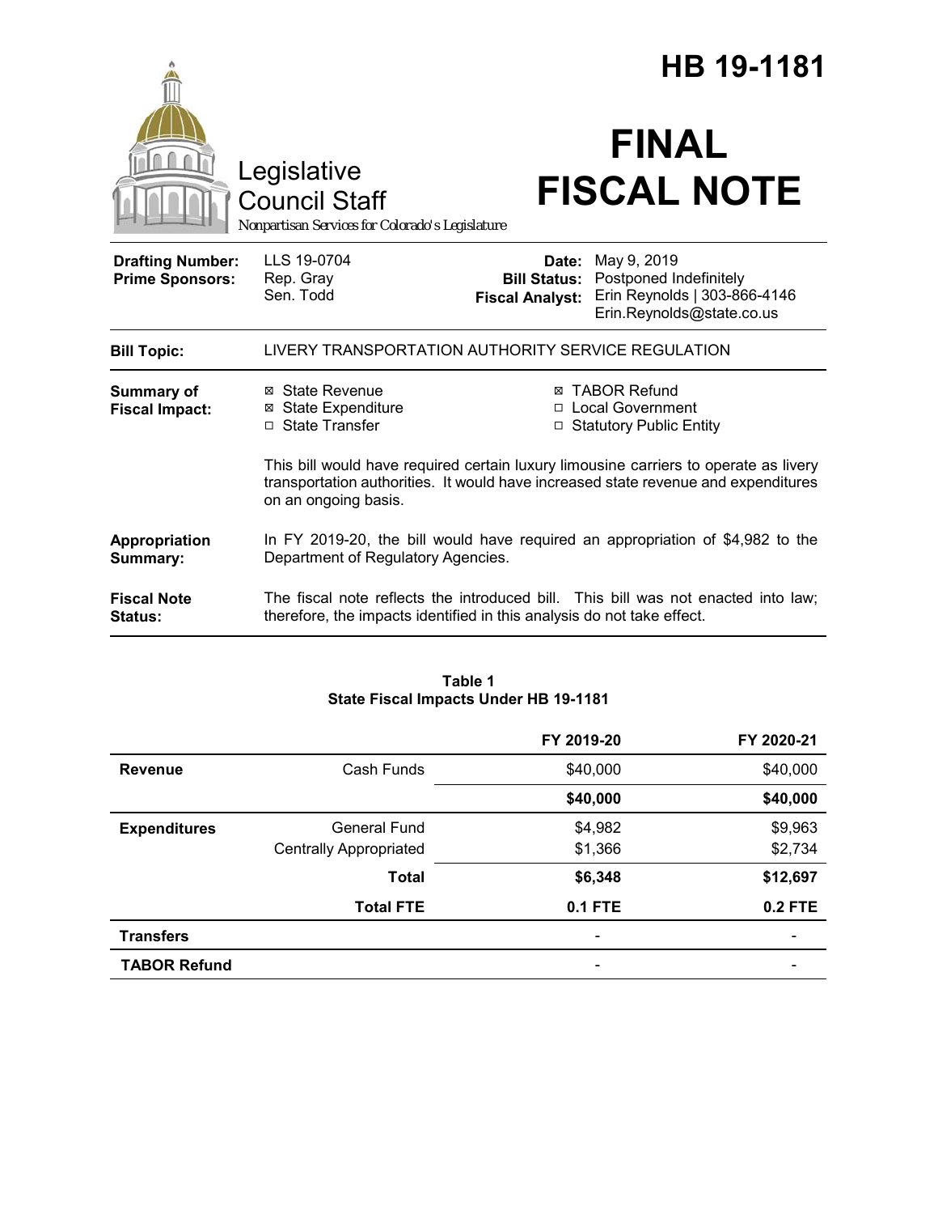# HB 19-1181

Legislative Council Staff

*Nonpartisan Services for Colorado's Legislature*

# FINAL FISCAL NOTE

| | | | |
|---|---|---|---|
| **Drafting Number:** | LLS 19-0704 | **Date:** | May 9, 2019 |
| **Prime Sponsors:** | Rep. Gray<br>Sen. Todd | **Bill Status:** | Postponed Indefinitely |
| | | **Fiscal Analyst:** | Erin Reynolds \| 303-866-4146<br>Erin.Reynolds@state.co.us |

**Bill Topic:** LIVERY TRANSPORTATION AUTHORITY SERVICE REGULATION

**Summary of Fiscal Impact:**

- ☒ State Revenue
- ☒ State Expenditure
- ☐ State Transfer
- ☒ TABOR Refund
- ☐ Local Government
- ☐ Statutory Public Entity

This bill would have required certain luxury limousine carriers to operate as livery transportation authorities. It would have increased state revenue and expenditures on an ongoing basis.

**Appropriation Summary:** In FY 2019-20, the bill would have required an appropriation of $4,982 to the Department of Regulatory Agencies.

**Fiscal Note Status:** The fiscal note reflects the introduced bill. This bill was not enacted into law; therefore, the impacts identified in this analysis do not take effect.

**Table 1**
**State Fiscal Impacts Under HB 19-1181**

| | | FY 2019-20 | FY 2020-21 |
|---|---|---|---|
| **Revenue** | Cash Funds | $40,000 | $40,000 |
| | | **$40,000** | **$40,000** |
| **Expenditures** | General Fund | $4,982 | $9,963 |
| | Centrally Appropriated | $1,366 | $2,734 |
| | **Total** | **$6,348** | **$12,697** |
| | **Total FTE** | **0.1 FTE** | **0.2 FTE** |
| **Transfers** | | - | - |
| **TABOR Refund** | | - | - |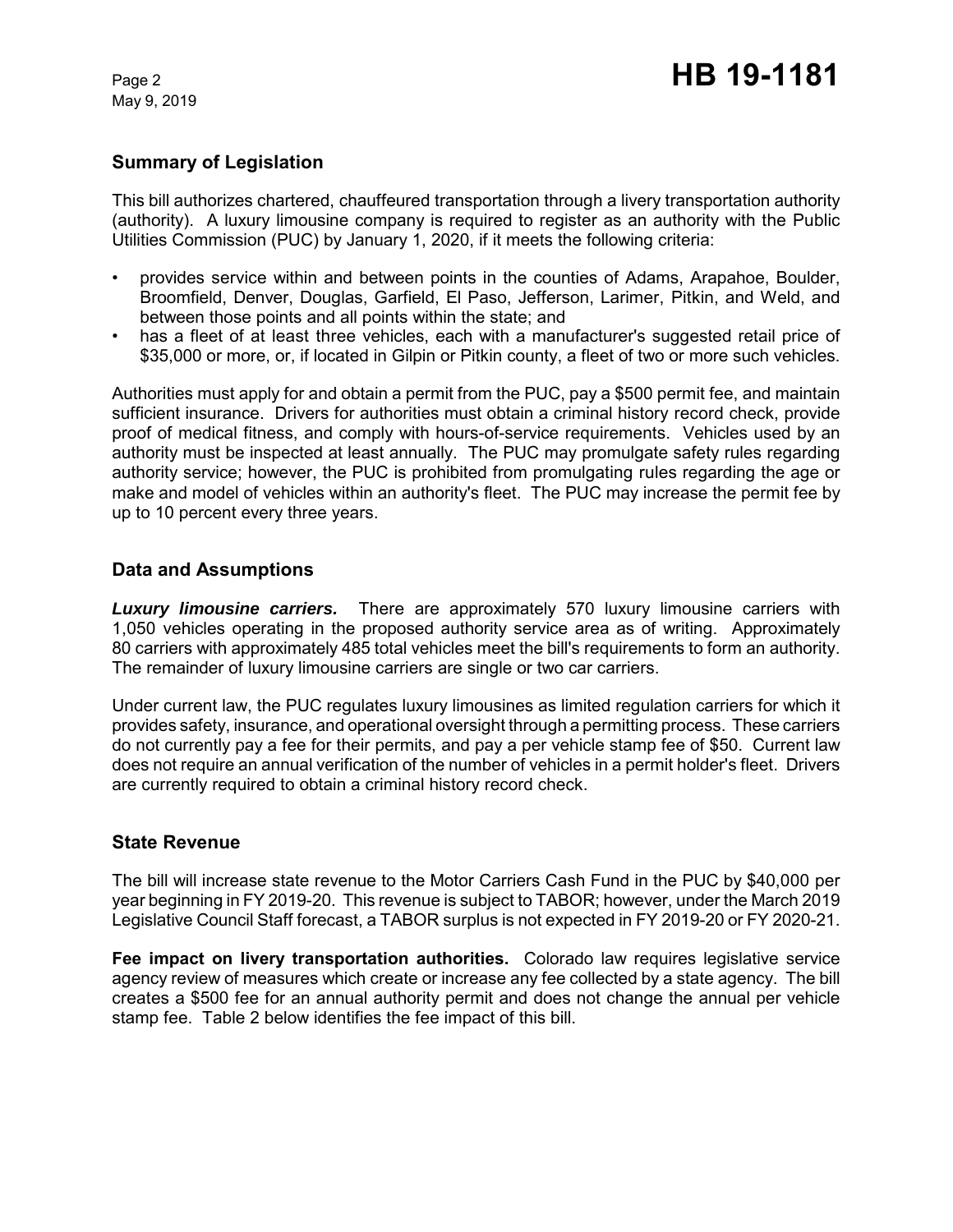## Summary of Legislation

This bill authorizes chartered, chauffeured transportation through a livery transportation authority (authority). A luxury limousine company is required to register as an authority with the Public Utilities Commission (PUC) by January 1, 2020, if it meets the following criteria:

- provides service within and between points in the counties of Adams, Arapahoe, Boulder, Broomfield, Denver, Douglas, Garfield, El Paso, Jefferson, Larimer, Pitkin, and Weld, and between those points and all points within the state; and
- has a fleet of at least three vehicles, each with a manufacturer's suggested retail price of $35,000 or more, or, if located in Gilpin or Pitkin county, a fleet of two or more such vehicles.

Authorities must apply for and obtain a permit from the PUC, pay a $500 permit fee, and maintain sufficient insurance. Drivers for authorities must obtain a criminal history record check, provide proof of medical fitness, and comply with hours-of-service requirements. Vehicles used by an authority must be inspected at least annually. The PUC may promulgate safety rules regarding authority service; however, the PUC is prohibited from promulgating rules regarding the age or make and model of vehicles within an authority's fleet. The PUC may increase the permit fee by up to 10 percent every three years.

## Data and Assumptions

***Luxury limousine carriers.*** There are approximately 570 luxury limousine carriers with 1,050 vehicles operating in the proposed authority service area as of writing. Approximately 80 carriers with approximately 485 total vehicles meet the bill's requirements to form an authority. The remainder of luxury limousine carriers are single or two car carriers.

Under current law, the PUC regulates luxury limousines as limited regulation carriers for which it provides safety, insurance, and operational oversight through a permitting process. These carriers do not currently pay a fee for their permits, and pay a per vehicle stamp fee of $50. Current law does not require an annual verification of the number of vehicles in a permit holder's fleet. Drivers are currently required to obtain a criminal history record check.

## State Revenue

The bill will increase state revenue to the Motor Carriers Cash Fund in the PUC by $40,000 per year beginning in FY 2019-20. This revenue is subject to TABOR; however, under the March 2019 Legislative Council Staff forecast, a TABOR surplus is not expected in FY 2019-20 or FY 2020-21.

**Fee impact on livery transportation authorities.** Colorado law requires legislative service agency review of measures which create or increase any fee collected by a state agency. The bill creates a $500 fee for an annual authority permit and does not change the annual per vehicle stamp fee. Table 2 below identifies the fee impact of this bill.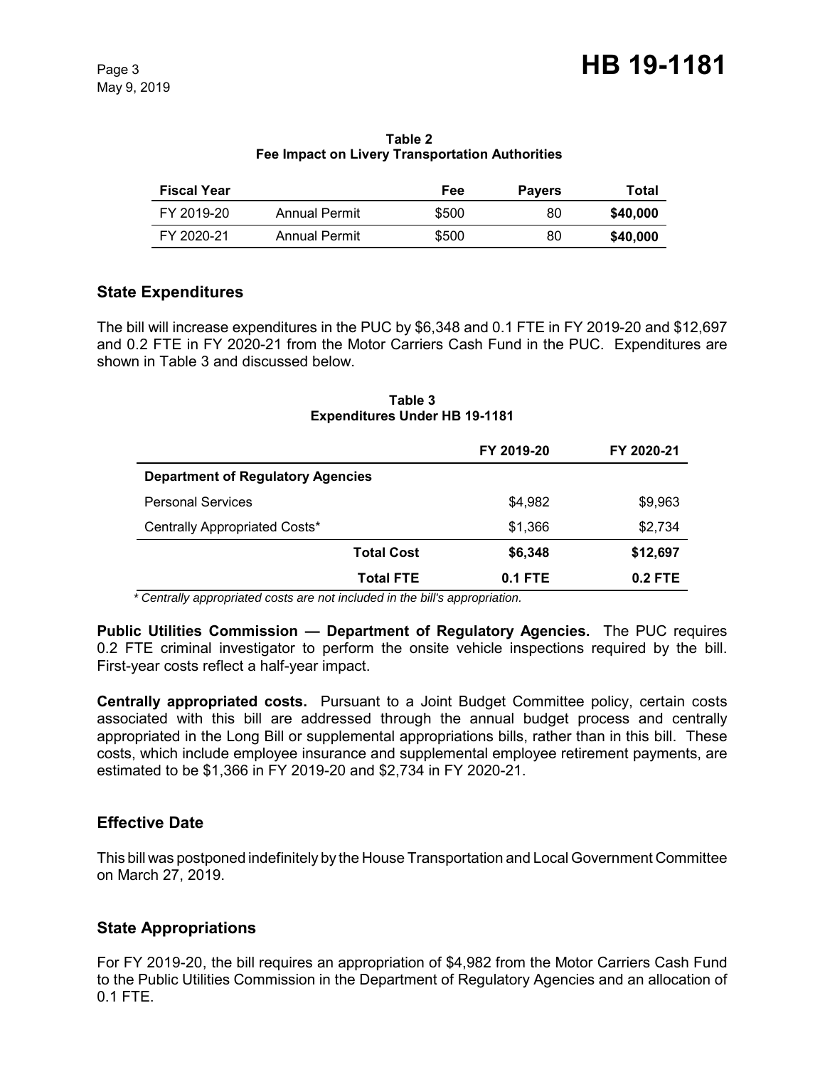**Table 2**
**Fee Impact on Livery Transportation Authorities**

| Fiscal Year | | Fee | Payers | Total |
|---|---|---|---|---|
| FY 2019-20 | Annual Permit | $500 | 80 | **$40,000** |
| FY 2020-21 | Annual Permit | $500 | 80 | **$40,000** |

## State Expenditures

The bill will increase expenditures in the PUC by $6,348 and 0.1 FTE in FY 2019-20 and $12,697 and 0.2 FTE in FY 2020-21 from the Motor Carriers Cash Fund in the PUC. Expenditures are shown in Table 3 and discussed below.

**Table 3**
**Expenditures Under HB 19-1181**

| | FY 2019-20 | FY 2020-21 |
|---|---|---|
| **Department of Regulatory Agencies** | | |
| Personal Services | $4,982 | $9,963 |
| Centrally Appropriated Costs* | $1,366 | $2,734 |
| **Total Cost** | **$6,348** | **$12,697** |
| **Total FTE** | **0.1 FTE** | **0.2 FTE** |

*\* Centrally appropriated costs are not included in the bill's appropriation.*

**Public Utilities Commission — Department of Regulatory Agencies.** The PUC requires 0.2 FTE criminal investigator to perform the onsite vehicle inspections required by the bill. First-year costs reflect a half-year impact.

**Centrally appropriated costs.** Pursuant to a Joint Budget Committee policy, certain costs associated with this bill are addressed through the annual budget process and centrally appropriated in the Long Bill or supplemental appropriations bills, rather than in this bill. These costs, which include employee insurance and supplemental employee retirement payments, are estimated to be $1,366 in FY 2019-20 and $2,734 in FY 2020-21.

## Effective Date

This bill was postponed indefinitely by the House Transportation and Local Government Committee on March 27, 2019.

## State Appropriations

For FY 2019-20, the bill requires an appropriation of $4,982 from the Motor Carriers Cash Fund to the Public Utilities Commission in the Department of Regulatory Agencies and an allocation of 0.1 FTE.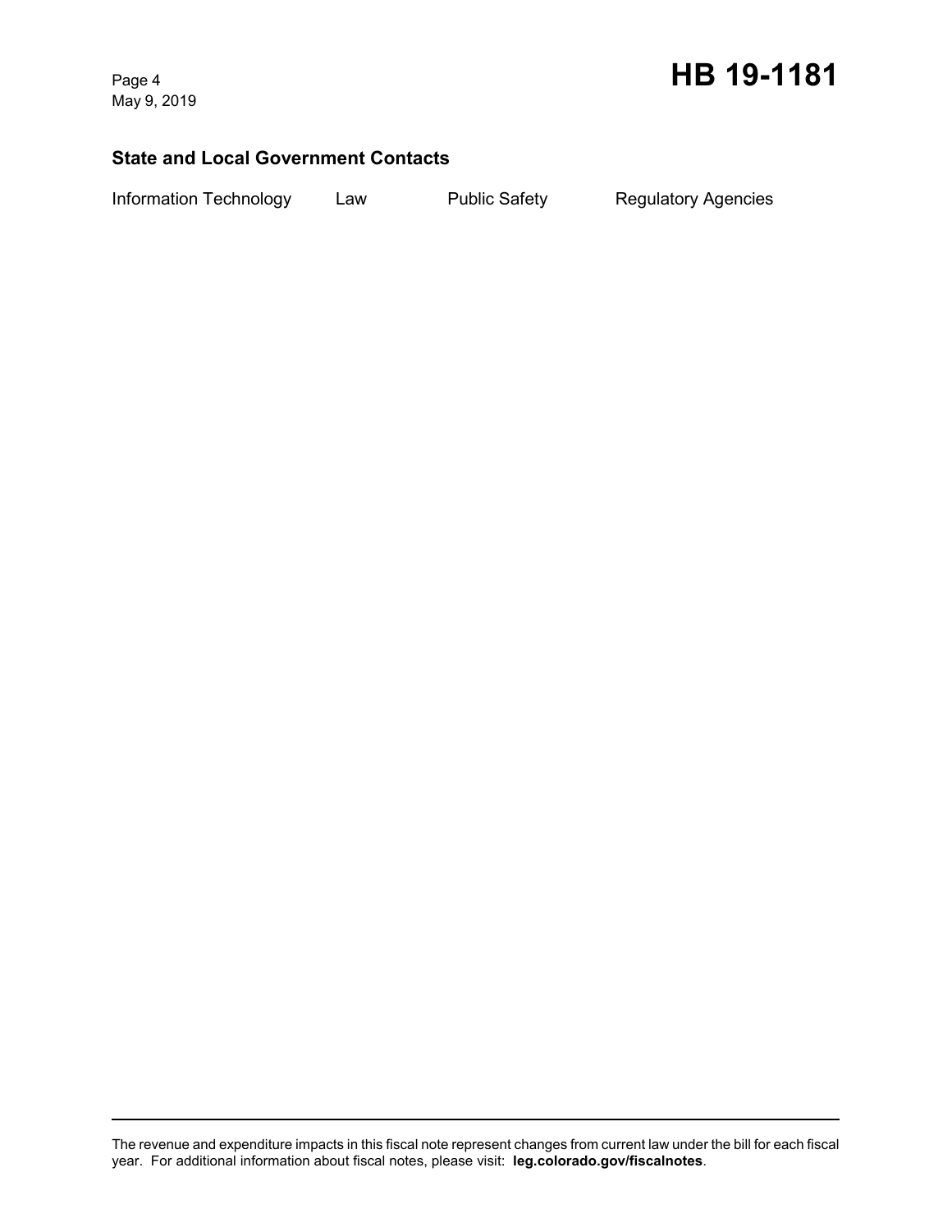## State and Local Government Contacts

Information Technology　　Law　　Public Safety　　Regulatory Agencies

---

The revenue and expenditure impacts in this fiscal note represent changes from current law under the bill for each fiscal year. For additional information about fiscal notes, please visit: **leg.colorado.gov/fiscalnotes**.